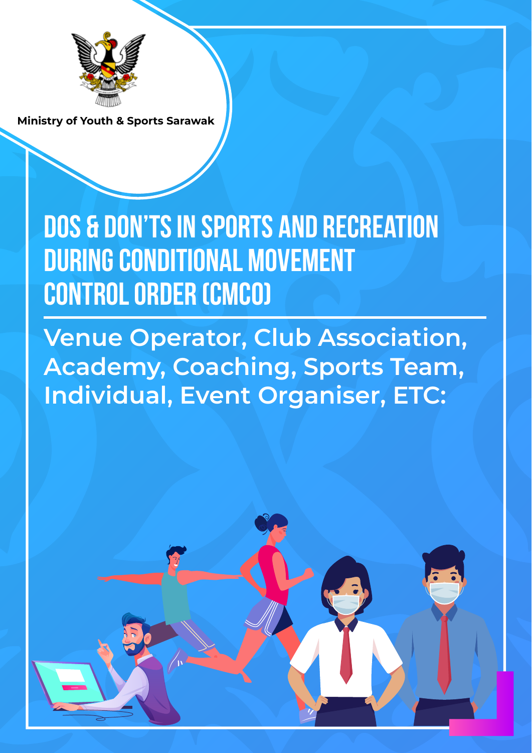Ministry of Youth & Sports Sarawak

# DOS & DON'TS IN SPORTS AND RECREATION DURING CONDITIONAL MOVEMENT CONTROL ORDER (CMCO)

## Venue Operator, Club Association, Academy, Coaching, Sports Team, Individual, Event Organiser, ETC: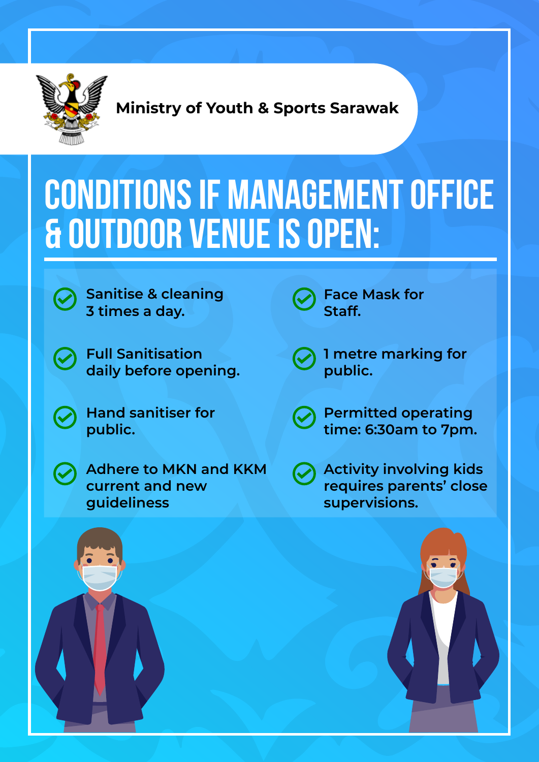Ministry of Youth & Sports Sarawak

# CONDITIONS IF MANAGEMENT OFFICE & OUTDOOR VENUE IS OPEN:

- Sanitise & cleaning 3 times a day.
- Full Sanitisation daily before opening.
- Hand sanitiser for public.
- Adhere to MKN and KKM current and new guideliness
- Face Mask for Staff.
- 1 metre marking for public.
- Permitted operating time: 6:30am to 7pm.
- Activity involving kids requires parents' close supervisions.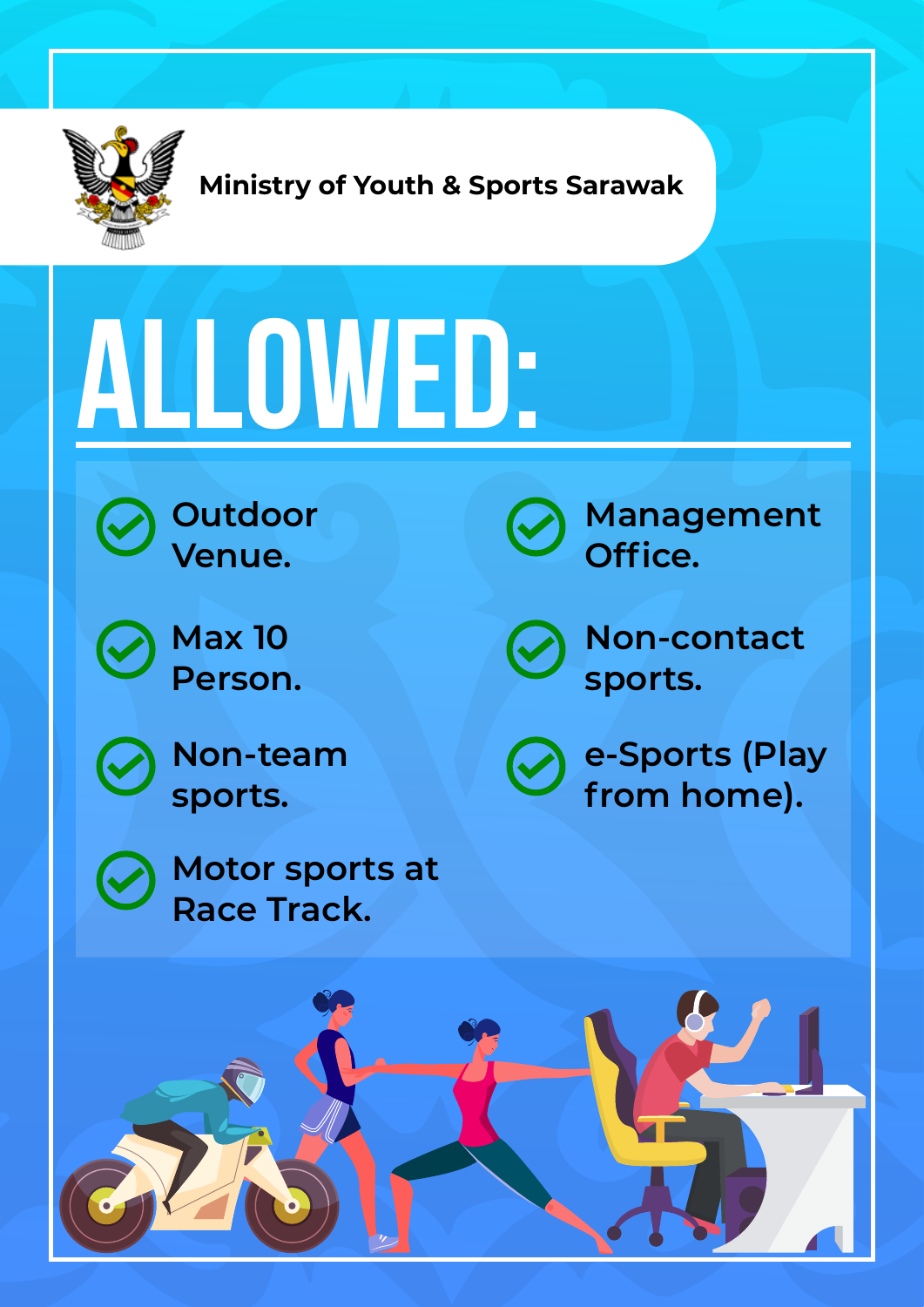Ministry of Youth & Sports Sarawak

# ALLOWED:

- Outdoor Venue.
- Max 10 Person.
- Non-team sports.
- Motor sports at Race Track.
- Management Office.
- Non-contact sports.
- e-Sports (Play from home).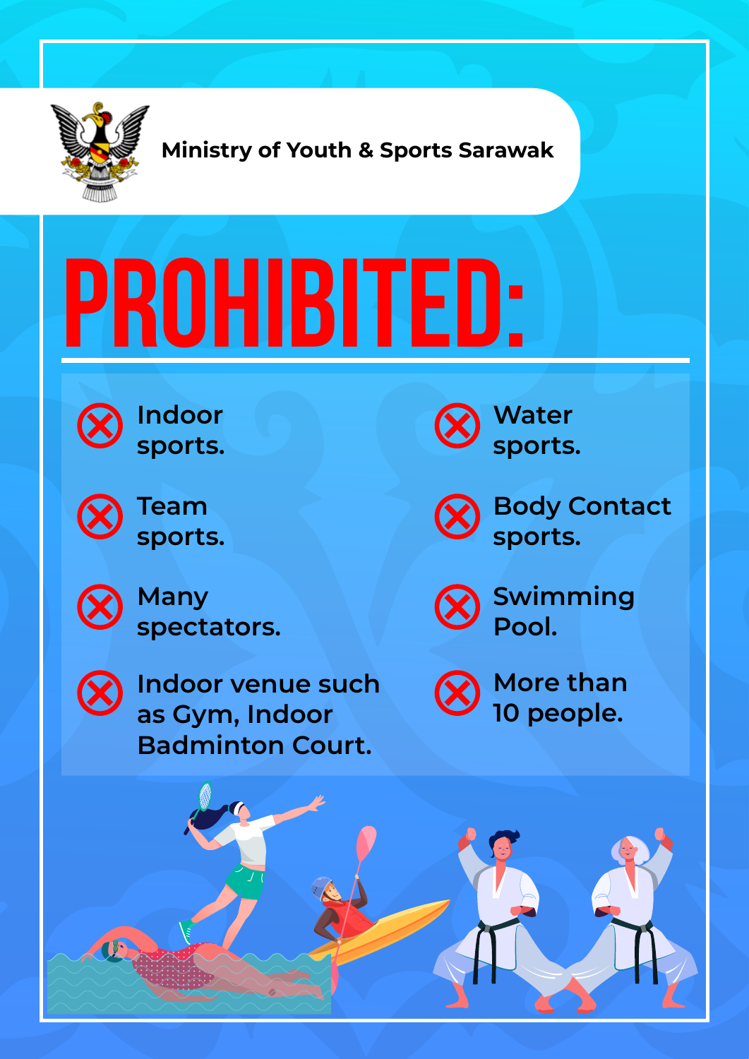Ministry of Youth & Sports Sarawak

# PROHIBITED:

- Indoor sports.
- Team sports.
- Many spectators.
- Indoor venue such as Gym, Indoor Badminton Court.
- Water sports.
- Body Contact sports.
- Swimming Pool.
- More than 10 people.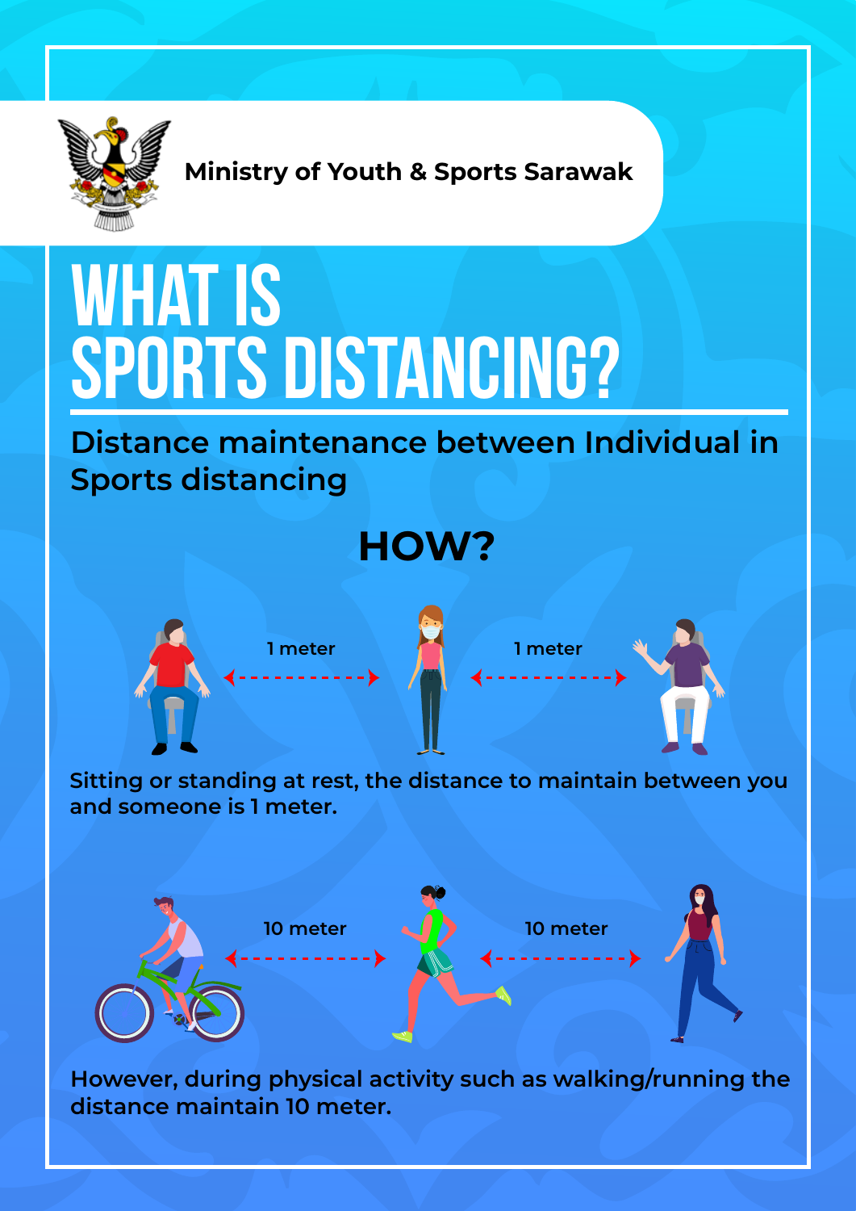Ministry of Youth & Sports Sarawak

# WHAT IS SPORTS DISTANCING?

## Distance maintenance between Individual in Sports distancing

## HOW?

1 meter

1 meter

**Sitting or standing at rest, the distance to maintain between you and someone is 1 meter.**

10 meter

10 meter

**However, during physical activity such as walking/running the distance maintain 10 meter.**